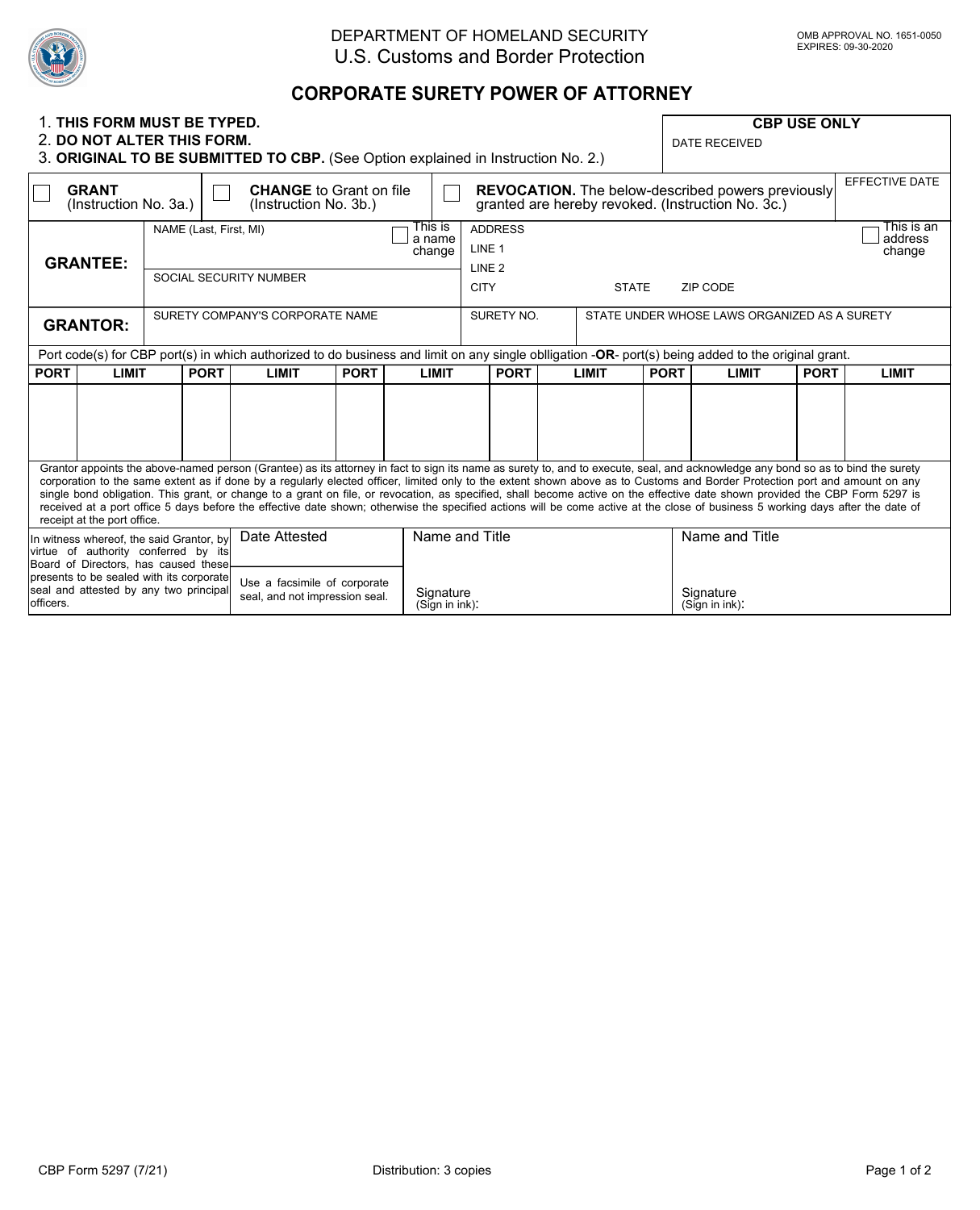DEPARTMENT OF HOMELAND SECURITY
U.S. Customs and Border Protection

OMB APPROVAL NO. 1651-0050
EXPIRES: 09-30-2020

# CORPORATE SURETY POWER OF ATTORNEY

1. **THIS FORM MUST BE TYPED.**
2. **DO NOT ALTER THIS FORM.**
3. **ORIGINAL TO BE SUBMITTED TO CBP.** (See Option explained in Instruction No. 2.)

**CBP USE ONLY**
DATE RECEIVED

☐ **GRANT** (Instruction No. 3a.)

☐ **CHANGE** to Grant on file (Instruction No. 3b.)

☐ **REVOCATION.** The below-described powers previously granted are hereby revoked. (Instruction No. 3c.)

EFFECTIVE DATE

**GRANTEE:**

| NAME (Last, First, MI) | ☐ This is a name change | ADDRESS LINE 1 / LINE 2 | ☐ This is an address change |
|---|---|---|---|
| SOCIAL SECURITY NUMBER | | CITY / STATE / ZIP CODE | |

**GRANTOR:**

| SURETY COMPANY'S CORPORATE NAME | SURETY NO. | STATE UNDER WHOSE LAWS ORGANIZED AS A SURETY |
|---|---|---|
| | | |

Port code(s) for CBP port(s) in which authorized to do business and limit on any single obligation -**OR**- port(s) being added to the original grant.

| PORT | LIMIT | PORT | LIMIT | PORT | LIMIT | PORT | LIMIT | PORT | LIMIT | PORT | LIMIT |
|---|---|---|---|---|---|---|---|---|---|---|---|
| | | | | | | | | | | | |

Grantor appoints the above-named person (Grantee) as its attorney in fact to sign its name as surety to, and to execute, seal, and acknowledge any bond so as to bind the surety corporation to the same extent as if done by a regularly elected officer, limited only to the extent shown above as to Customs and Border Protection port and amount on any single bond obligation. This grant, or change to a grant on file, or revocation, as specified, shall become active on the effective date shown provided the CBP Form 5297 is received at a port office 5 days before the effective date shown; otherwise the specified actions will be come active at the close of business 5 working days after the date of receipt at the port office.

| In witness whereof, the said Grantor, by virtue of authority conferred by its Board of Directors, has caused these presents to be sealed with its corporate seal and attested by any two principal officers. | Date Attested | Name and Title | Name and Title |
|---|---|---|---|
| | Use a facsimile of corporate seal, and not impression seal. | Signature (Sign in ink): | Signature (Sign in ink): |

CBP Form 5297 (7/21)

Distribution: 3 copies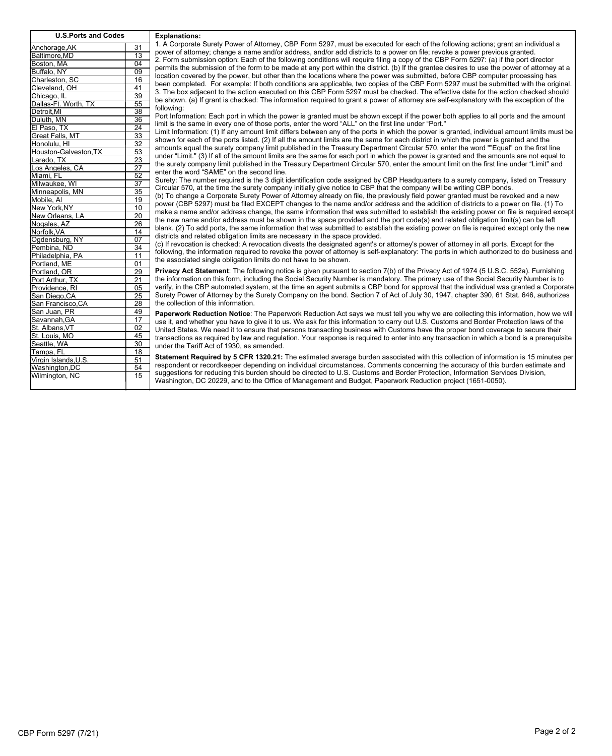| U.S.Ports and Codes | |
|---|---|
| Anchorage,AK | 31 |
| Baltimore,MD | 13 |
| Boston, MA | 04 |
| Buffalo, NY | 09 |
| Charleston, SC | 16 |
| Cleveland, OH | 41 |
| Chicago, IL | 39 |
| Dallas-Ft. Worth, TX | 55 |
| Detroit,MI | 38 |
| Duluth, MN | 36 |
| El Paso, TX | 24 |
| Great Falls, MT | 33 |
| Honolulu, HI | 32 |
| Houston-Galveston,TX | 53 |
| Laredo, TX | 23 |
| Los Angeles, CA | 27 |
| Miami, FL | 52 |
| Milwaukee, WI | 37 |
| Minneapolis, MN | 35 |
| Mobile, Al | 19 |
| New York,NY | 10 |
| New Orleans, LA | 20 |
| Nogales, AZ | 26 |
| Norfolk,VA | 14 |
| Ogdensburg, NY | 07 |
| Pembina, ND | 34 |
| Philadelphia, PA | 11 |
| Portland, ME | 01 |
| Portland, OR | 29 |
| Port Arthur, TX | 21 |
| Providence, RI | 05 |
| San Diego,CA | 25 |
| San Francisco,CA | 28 |
| San Juan, PR | 49 |
| Savannah,GA | 17 |
| St. Albans,VT | 02 |
| St. Louis, MO | 45 |
| Seattle, WA | 30 |
| Tampa, FL | 18 |
| Virgin Islands,U.S. | 51 |
| Washington,DC | 54 |
| Wilmington, NC | 15 |

**Explanations:**

1. A Corporate Surety Power of Attorney, CBP Form 5297, must be executed for each of the following actions; grant an individual a power of attorney; change a name and/or address, and/or add districts to a power on file; revoke a power previous granted.
2. Form submission option: Each of the following conditions will require filing a copy of the CBP Form 5297: (a) if the port director permits the submission of the form to be made at any port within the district. (b) If the grantee desires to use the power of attorney at a location covered by the power, but other than the locations where the power was submitted, before CBP computer processing has been completed. For example: If both conditions are applicable, two copies of the CBP Form 5297 must be submitted with the original.
3. The box adjacent to the action executed on this CBP Form 5297 must be checked. The effective date for the action checked should be shown. (a) If grant is checked: The information required to grant a power of attorney are self-explanatory with the exception of the following:

Port Information: Each port in which the power is granted must be shown except if the power both applies to all ports and the amount limit is the same in every one of those ports, enter the word "ALL" on the first line under "Port."

Limit Information: (1) If any amount limit differs between any of the ports in which the power is granted, individual amount limits must be shown for each of the ports listed. (2) If all the amount limits are the same for each district in which the power is granted and the amounts equal the surety company limit published in the Treasury Department Circular 570, enter the word ""Equal" on the first line under "Limit." (3) If all of the amount limits are the same for each port in which the power is granted and the amounts are not equal to the surety company limit published in the Treasury Department Circular 570, enter the amount limit on the first line under "Limit" and enter the word "SAME" on the second line.

Surety: The number required is the 3 digit identification code assigned by CBP Headquarters to a surety company, listed on Treasury Circular 570, at the time the surety company initially give notice to CBP that the company will be writing CBP bonds.

(b) To change a Corporate Surety Power of Attorney already on file, the previously field power granted must be revoked and a new power (CBP 5297) must be filed EXCEPT changes to the name and/or address and the addition of districts to a power on file. (1) To make a name and/or address change, the same information that was submitted to establish the existing power on file is required except the new name and/or address must be shown in the space provided and the port code(s) and related obligation limit(s) can be left blank. (2) To add ports, the same information that was submitted to establish the existing power on file is required except only the new districts and related obligation limits are necessary in the space provided.

(c) If revocation is checked: A revocation divests the designated agent's or attorney's power of attorney in all ports. Except for the following, the information required to revoke the power of attorney is self-explanatory: The ports in which authorized to do business and the associated single obligation limits do not have to be shown.

**Privacy Act Statement**: The following notice is given pursuant to section 7(b) of the Privacy Act of 1974 (5 U.S.C. 552a). Furnishing the information on this form, including the Social Security Number is mandatory. The primary use of the Social Security Number is to verify, in the CBP automated system, at the time an agent submits a CBP bond for approval that the individual was granted a Corporate Surety Power of Attorney by the Surety Company on the bond. Section 7 of Act of July 30, 1947, chapter 390, 61 Stat. 646, authorizes the collection of this information.

**Paperwork Reduction Notice**: The Paperwork Reduction Act says we must tell you why we are collecting this information, how we will use it, and whether you have to give it to us. We ask for this information to carry out U.S. Customs and Border Protection laws of the United States. We need it to ensure that persons transacting business with Customs have the proper bond coverage to secure their transactions as required by law and regulation. Your response is required to enter into any transaction in which a bond is a prerequisite under the Tariff Act of 1930, as amended.

**Statement Required by 5 CFR 1320.21:** The estimated average burden associated with this collection of information is 15 minutes per respondent or recordkeeper depending on individual circumstances. Comments concerning the accuracy of this burden estimate and suggestions for reducing this burden should be directed to U.S. Customs and Border Protection, Information Services Division, Washington, DC 20229, and to the Office of Management and Budget, Paperwork Reduction project (1651-0050).

CBP Form 5297 (7/21)